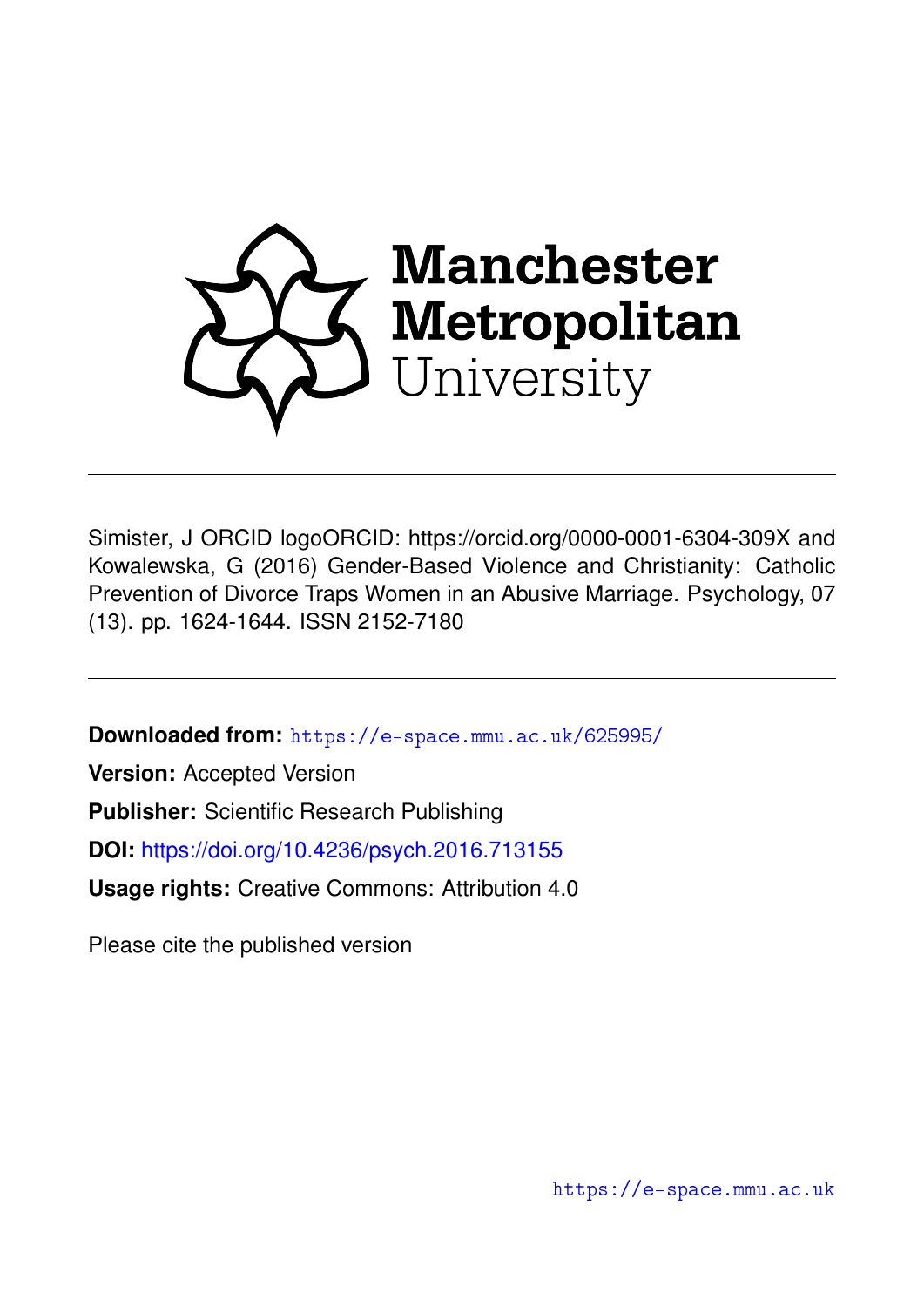Manchester Metropolitan University

---

Simister, J ORCID logoORCID: https://orcid.org/0000-0001-6304-309X and Kowalewska, G (2016) Gender-Based Violence and Christianity: Catholic Prevention of Divorce Traps Women in an Abusive Marriage. Psychology, 07 (13). pp. 1624-1644. ISSN 2152-7180

---

**Downloaded from:** https://e-space.mmu.ac.uk/625995/

**Version:** Accepted Version

**Publisher:** Scientific Research Publishing

**DOI:** https://doi.org/10.4236/psych.2016.713155

**Usage rights:** Creative Commons: Attribution 4.0

Please cite the published version

https://e-space.mmu.ac.uk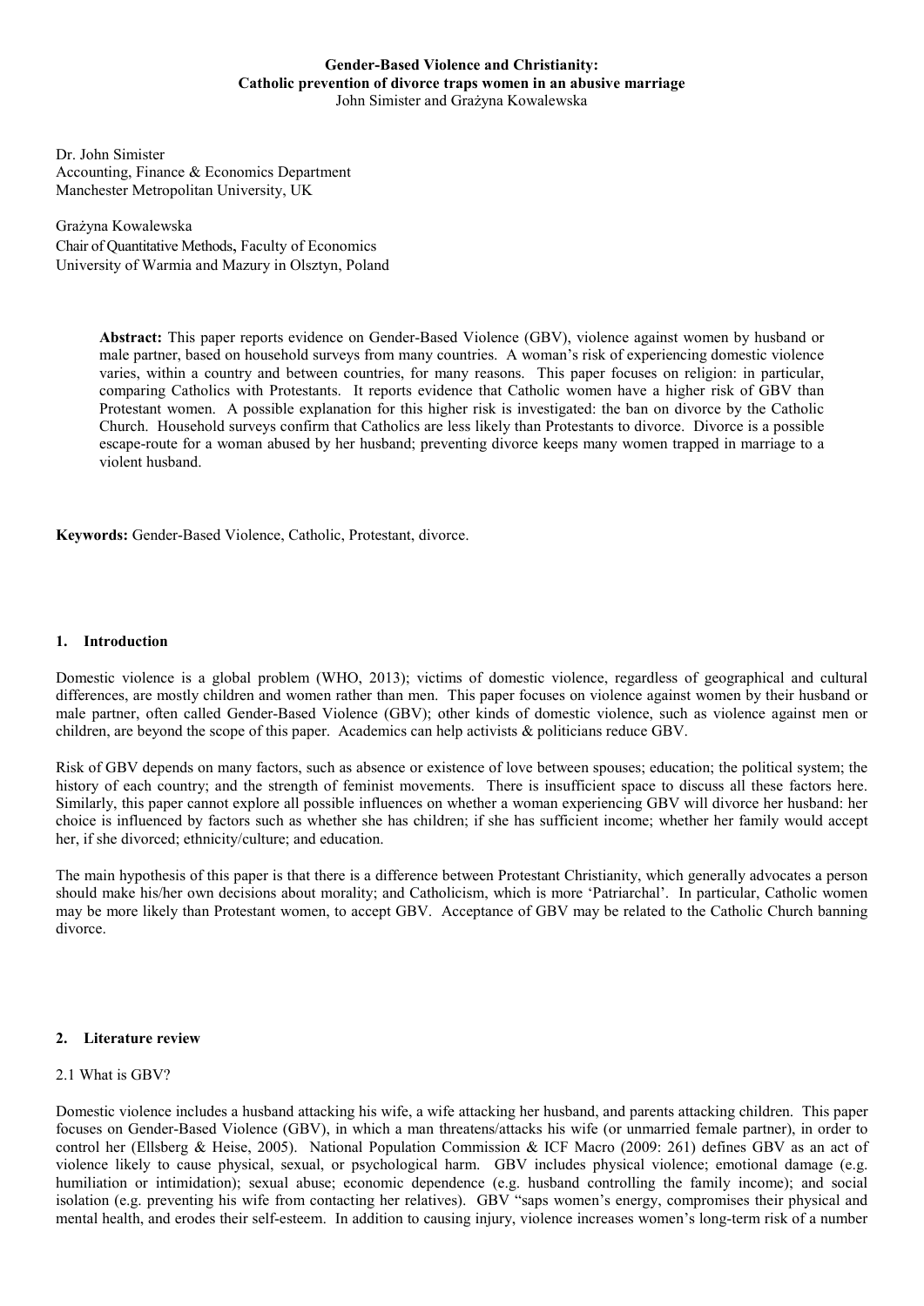**Gender-Based Violence and Christianity:**
**Catholic prevention of divorce traps women in an abusive marriage**
John Simister and Grażyna Kowalewska

Dr. John Simister
Accounting, Finance & Economics Department
Manchester Metropolitan University, UK

Grażyna Kowalewska
Chair of Quantitative Methods, Faculty of Economics
University of Warmia and Mazury in Olsztyn, Poland

> **Abstract:** This paper reports evidence on Gender-Based Violence (GBV), violence against women by husband or male partner, based on household surveys from many countries. A woman's risk of experiencing domestic violence varies, within a country and between countries, for many reasons. This paper focuses on religion: in particular, comparing Catholics with Protestants. It reports evidence that Catholic women have a higher risk of GBV than Protestant women. A possible explanation for this higher risk is investigated: the ban on divorce by the Catholic Church. Household surveys confirm that Catholics are less likely than Protestants to divorce. Divorce is a possible escape-route for a woman abused by her husband; preventing divorce keeps many women trapped in marriage to a violent husband.

**Keywords:** Gender-Based Violence, Catholic, Protestant, divorce.

## 1. Introduction

Domestic violence is a global problem (WHO, 2013); victims of domestic violence, regardless of geographical and cultural differences, are mostly children and women rather than men. This paper focuses on violence against women by their husband or male partner, often called Gender-Based Violence (GBV); other kinds of domestic violence, such as violence against men or children, are beyond the scope of this paper. Academics can help activists & politicians reduce GBV.

Risk of GBV depends on many factors, such as absence or existence of love between spouses; education; the political system; the history of each country; and the strength of feminist movements. There is insufficient space to discuss all these factors here. Similarly, this paper cannot explore all possible influences on whether a woman experiencing GBV will divorce her husband: her choice is influenced by factors such as whether she has children; if she has sufficient income; whether her family would accept her, if she divorced; ethnicity/culture; and education.

The main hypothesis of this paper is that there is a difference between Protestant Christianity, which generally advocates a person should make his/her own decisions about morality; and Catholicism, which is more 'Patriarchal'. In particular, Catholic women may be more likely than Protestant women, to accept GBV. Acceptance of GBV may be related to the Catholic Church banning divorce.

## 2. Literature review

### 2.1 What is GBV?

Domestic violence includes a husband attacking his wife, a wife attacking her husband, and parents attacking children. This paper focuses on Gender-Based Violence (GBV), in which a man threatens/attacks his wife (or unmarried female partner), in order to control her (Ellsberg & Heise, 2005). National Population Commission & ICF Macro (2009: 261) defines GBV as an act of violence likely to cause physical, sexual, or psychological harm. GBV includes physical violence; emotional damage (e.g. humiliation or intimidation); sexual abuse; economic dependence (e.g. husband controlling the family income); and social isolation (e.g. preventing his wife from contacting her relatives). GBV "saps women's energy, compromises their physical and mental health, and erodes their self-esteem. In addition to causing injury, violence increases women's long-term risk of a number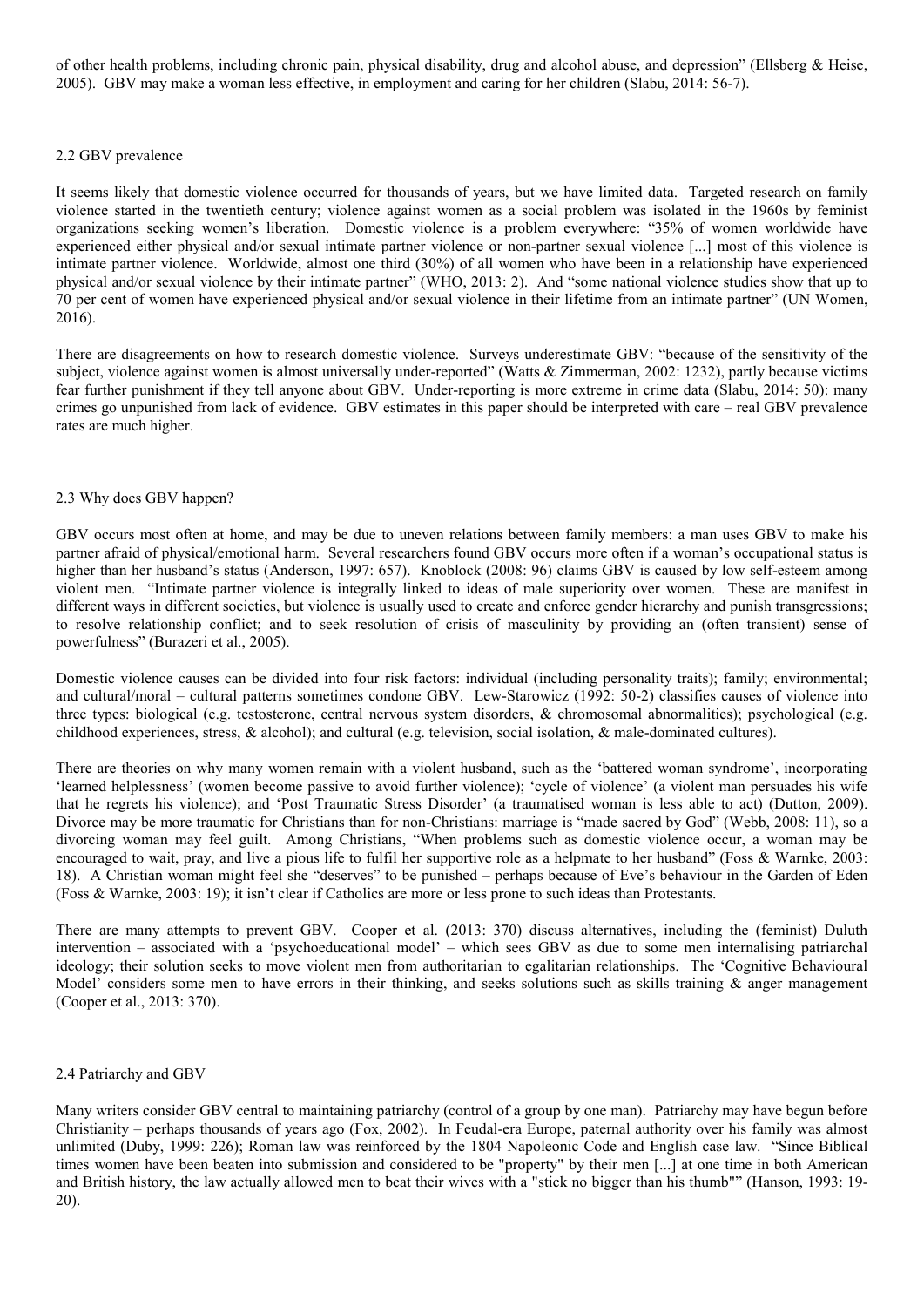of other health problems, including chronic pain, physical disability, drug and alcohol abuse, and depression" (Ellsberg & Heise, 2005). GBV may make a woman less effective, in employment and caring for her children (Slabu, 2014: 56-7).

### 2.2 GBV prevalence

It seems likely that domestic violence occurred for thousands of years, but we have limited data. Targeted research on family violence started in the twentieth century; violence against women as a social problem was isolated in the 1960s by feminist organizations seeking women's liberation. Domestic violence is a problem everywhere: "35% of women worldwide have experienced either physical and/or sexual intimate partner violence or non-partner sexual violence [...] most of this violence is intimate partner violence. Worldwide, almost one third (30%) of all women who have been in a relationship have experienced physical and/or sexual violence by their intimate partner" (WHO, 2013: 2). And "some national violence studies show that up to 70 per cent of women have experienced physical and/or sexual violence in their lifetime from an intimate partner" (UN Women, 2016).

There are disagreements on how to research domestic violence. Surveys underestimate GBV: "because of the sensitivity of the subject, violence against women is almost universally under-reported" (Watts & Zimmerman, 2002: 1232), partly because victims fear further punishment if they tell anyone about GBV. Under-reporting is more extreme in crime data (Slabu, 2014: 50): many crimes go unpunished from lack of evidence. GBV estimates in this paper should be interpreted with care – real GBV prevalence rates are much higher.

### 2.3 Why does GBV happen?

GBV occurs most often at home, and may be due to uneven relations between family members: a man uses GBV to make his partner afraid of physical/emotional harm. Several researchers found GBV occurs more often if a woman's occupational status is higher than her husband's status (Anderson, 1997: 657). Knoblock (2008: 96) claims GBV is caused by low self-esteem among violent men. "Intimate partner violence is integrally linked to ideas of male superiority over women. These are manifest in different ways in different societies, but violence is usually used to create and enforce gender hierarchy and punish transgressions; to resolve relationship conflict; and to seek resolution of crisis of masculinity by providing an (often transient) sense of powerfulness" (Burazeri et al., 2005).

Domestic violence causes can be divided into four risk factors: individual (including personality traits); family; environmental; and cultural/moral – cultural patterns sometimes condone GBV. Lew-Starowicz (1992: 50-2) classifies causes of violence into three types: biological (e.g. testosterone, central nervous system disorders, & chromosomal abnormalities); psychological (e.g. childhood experiences, stress, & alcohol); and cultural (e.g. television, social isolation, & male-dominated cultures).

There are theories on why many women remain with a violent husband, such as the 'battered woman syndrome', incorporating 'learned helplessness' (women become passive to avoid further violence); 'cycle of violence' (a violent man persuades his wife that he regrets his violence); and 'Post Traumatic Stress Disorder' (a traumatised woman is less able to act) (Dutton, 2009). Divorce may be more traumatic for Christians than for non-Christians: marriage is "made sacred by God" (Webb, 2008: 11), so a divorcing woman may feel guilt. Among Christians, "When problems such as domestic violence occur, a woman may be encouraged to wait, pray, and live a pious life to fulfil her supportive role as a helpmate to her husband" (Foss & Warnke, 2003: 18). A Christian woman might feel she "deserves" to be punished – perhaps because of Eve's behaviour in the Garden of Eden (Foss & Warnke, 2003: 19); it isn't clear if Catholics are more or less prone to such ideas than Protestants.

There are many attempts to prevent GBV. Cooper et al. (2013: 370) discuss alternatives, including the (feminist) Duluth intervention – associated with a 'psychoeducational model' – which sees GBV as due to some men internalising patriarchal ideology; their solution seeks to move violent men from authoritarian to egalitarian relationships. The 'Cognitive Behavioural Model' considers some men to have errors in their thinking, and seeks solutions such as skills training & anger management (Cooper et al., 2013: 370).

### 2.4 Patriarchy and GBV

Many writers consider GBV central to maintaining patriarchy (control of a group by one man). Patriarchy may have begun before Christianity – perhaps thousands of years ago (Fox, 2002). In Feudal-era Europe, paternal authority over his family was almost unlimited (Duby, 1999: 226); Roman law was reinforced by the 1804 Napoleonic Code and English case law. "Since Biblical times women have been beaten into submission and considered to be "property" by their men [...] at one time in both American and British history, the law actually allowed men to beat their wives with a "stick no bigger than his thumb"" (Hanson, 1993: 19-20).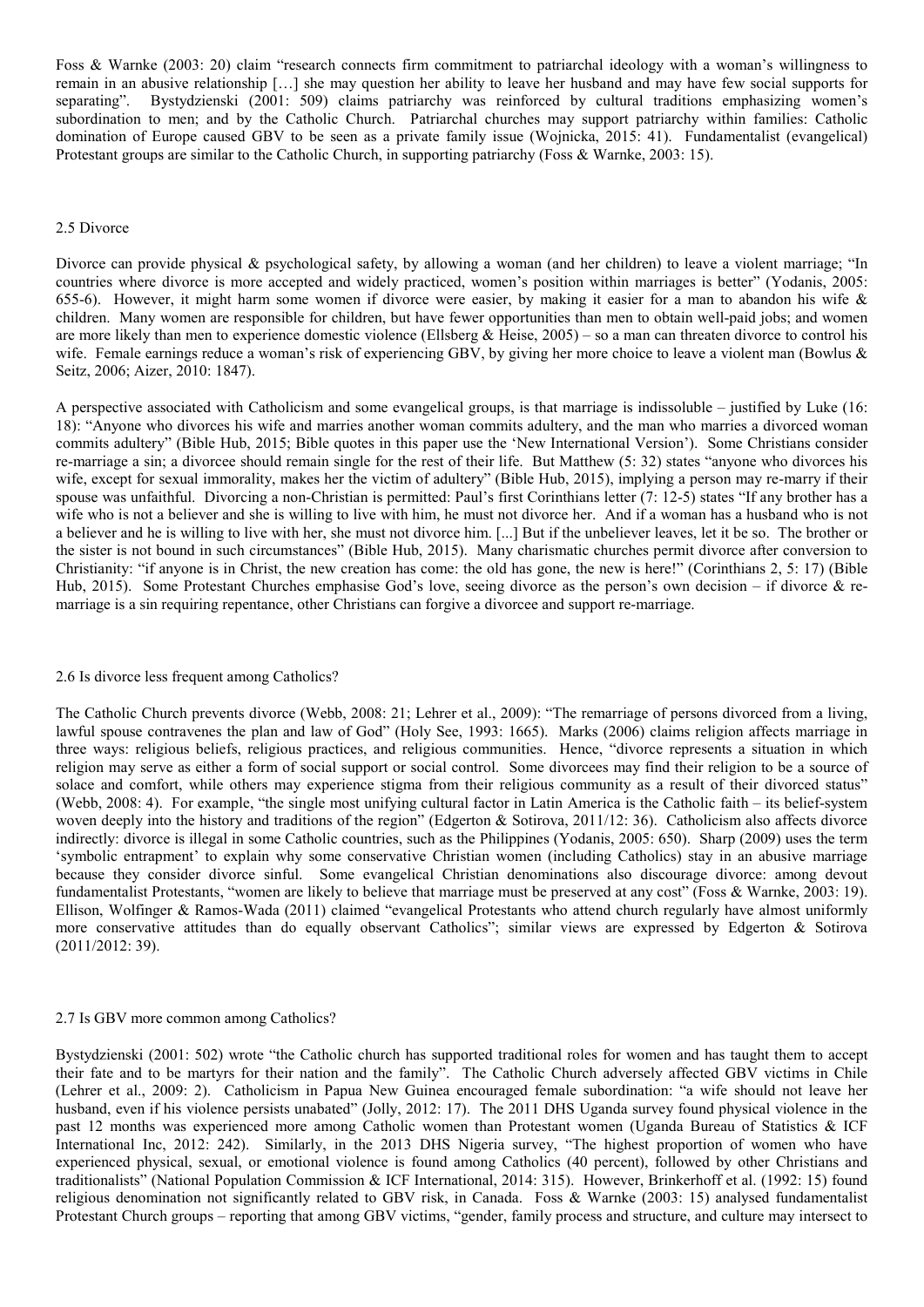Foss & Warnke (2003: 20) claim "research connects firm commitment to patriarchal ideology with a woman's willingness to remain in an abusive relationship […] she may question her ability to leave her husband and may have few social supports for separating". Bystydzienski (2001: 509) claims patriarchy was reinforced by cultural traditions emphasizing women's subordination to men; and by the Catholic Church. Patriarchal churches may support patriarchy within families: Catholic domination of Europe caused GBV to be seen as a private family issue (Wojnicka, 2015: 41). Fundamentalist (evangelical) Protestant groups are similar to the Catholic Church, in supporting patriarchy (Foss & Warnke, 2003: 15).

## 2.5 Divorce

Divorce can provide physical & psychological safety, by allowing a woman (and her children) to leave a violent marriage; "In countries where divorce is more accepted and widely practiced, women's position within marriages is better" (Yodanis, 2005: 655-6). However, it might harm some women if divorce were easier, by making it easier for a man to abandon his wife & children. Many women are responsible for children, but have fewer opportunities than men to obtain well-paid jobs; and women are more likely than men to experience domestic violence (Ellsberg & Heise, 2005) – so a man can threaten divorce to control his wife. Female earnings reduce a woman's risk of experiencing GBV, by giving her more choice to leave a violent man (Bowlus & Seitz, 2006; Aizer, 2010: 1847).

A perspective associated with Catholicism and some evangelical groups, is that marriage is indissoluble – justified by Luke (16: 18): "Anyone who divorces his wife and marries another woman commits adultery, and the man who marries a divorced woman commits adultery" (Bible Hub, 2015; Bible quotes in this paper use the 'New International Version'). Some Christians consider re-marriage a sin; a divorcee should remain single for the rest of their life. But Matthew (5: 32) states "anyone who divorces his wife, except for sexual immorality, makes her the victim of adultery" (Bible Hub, 2015), implying a person may re-marry if their spouse was unfaithful. Divorcing a non-Christian is permitted: Paul's first Corinthians letter (7: 12-5) states "If any brother has a wife who is not a believer and she is willing to live with him, he must not divorce her. And if a woman has a husband who is not a believer and he is willing to live with her, she must not divorce him. [...] But if the unbeliever leaves, let it be so. The brother or the sister is not bound in such circumstances" (Bible Hub, 2015). Many charismatic churches permit divorce after conversion to Christianity: "if anyone is in Christ, the new creation has come: the old has gone, the new is here!" (Corinthians 2, 5: 17) (Bible Hub, 2015). Some Protestant Churches emphasise God's love, seeing divorce as the person's own decision – if divorce & re-marriage is a sin requiring repentance, other Christians can forgive a divorcee and support re-marriage.

## 2.6 Is divorce less frequent among Catholics?

The Catholic Church prevents divorce (Webb, 2008: 21; Lehrer et al., 2009): "The remarriage of persons divorced from a living, lawful spouse contravenes the plan and law of God" (Holy See, 1993: 1665). Marks (2006) claims religion affects marriage in three ways: religious beliefs, religious practices, and religious communities. Hence, "divorce represents a situation in which religion may serve as either a form of social support or social control. Some divorcees may find their religion to be a source of solace and comfort, while others may experience stigma from their religious community as a result of their divorced status" (Webb, 2008: 4). For example, "the single most unifying cultural factor in Latin America is the Catholic faith – its belief-system woven deeply into the history and traditions of the region" (Edgerton & Sotirova, 2011/12: 36). Catholicism also affects divorce indirectly: divorce is illegal in some Catholic countries, such as the Philippines (Yodanis, 2005: 650). Sharp (2009) uses the term 'symbolic entrapment' to explain why some conservative Christian women (including Catholics) stay in an abusive marriage because they consider divorce sinful. Some evangelical Christian denominations also discourage divorce: among devout fundamentalist Protestants, "women are likely to believe that marriage must be preserved at any cost" (Foss & Warnke, 2003: 19). Ellison, Wolfinger & Ramos-Wada (2011) claimed "evangelical Protestants who attend church regularly have almost uniformly more conservative attitudes than do equally observant Catholics"; similar views are expressed by Edgerton & Sotirova (2011/2012: 39).

## 2.7 Is GBV more common among Catholics?

Bystydzienski (2001: 502) wrote "the Catholic church has supported traditional roles for women and has taught them to accept their fate and to be martyrs for their nation and the family". The Catholic Church adversely affected GBV victims in Chile (Lehrer et al., 2009: 2). Catholicism in Papua New Guinea encouraged female subordination: "a wife should not leave her husband, even if his violence persists unabated" (Jolly, 2012: 17). The 2011 DHS Uganda survey found physical violence in the past 12 months was experienced more among Catholic women than Protestant women (Uganda Bureau of Statistics & ICF International Inc, 2012: 242). Similarly, in the 2013 DHS Nigeria survey, "The highest proportion of women who have experienced physical, sexual, or emotional violence is found among Catholics (40 percent), followed by other Christians and traditionalists" (National Population Commission & ICF International, 2014: 315). However, Brinkerhoff et al. (1992: 15) found religious denomination not significantly related to GBV risk, in Canada. Foss & Warnke (2003: 15) analysed fundamentalist Protestant Church groups – reporting that among GBV victims, "gender, family process and structure, and culture may intersect to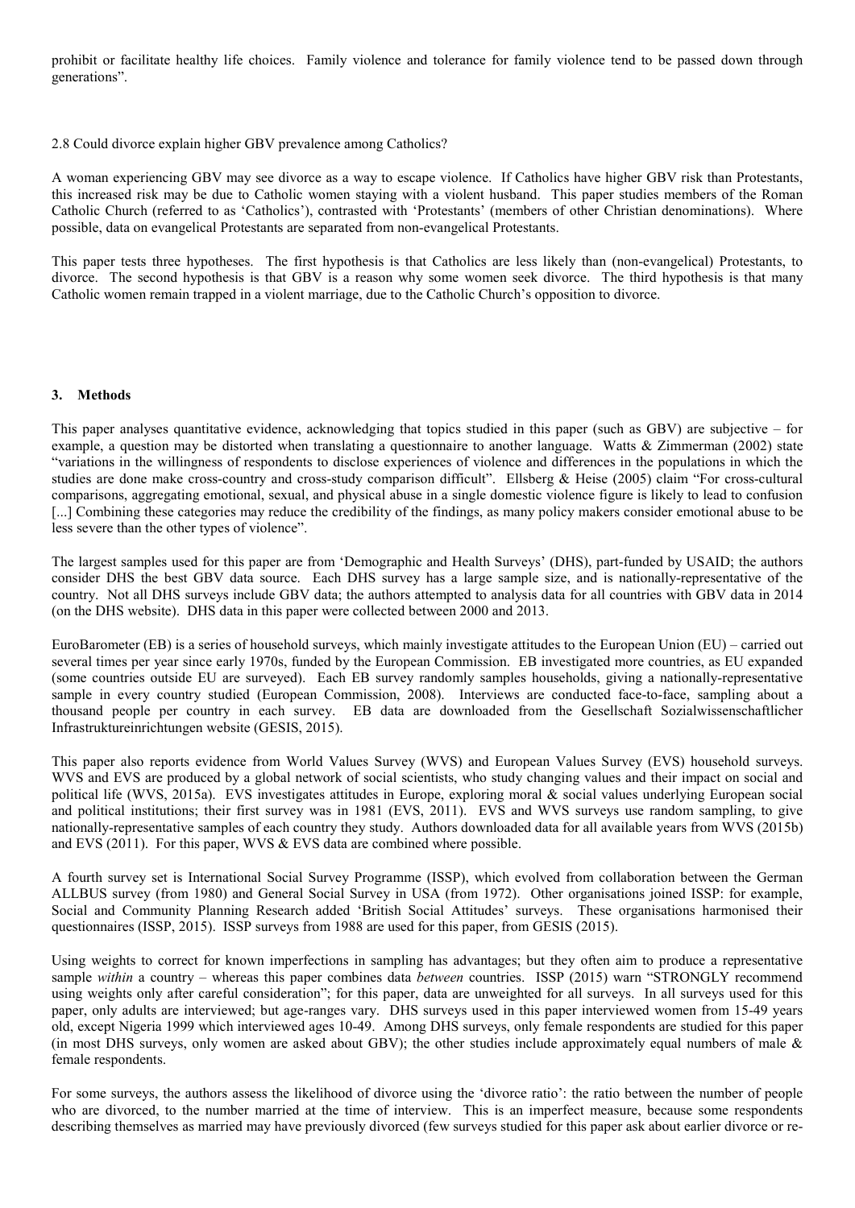prohibit or facilitate healthy life choices. Family violence and tolerance for family violence tend to be passed down through generations".

2.8 Could divorce explain higher GBV prevalence among Catholics?

A woman experiencing GBV may see divorce as a way to escape violence. If Catholics have higher GBV risk than Protestants, this increased risk may be due to Catholic women staying with a violent husband. This paper studies members of the Roman Catholic Church (referred to as 'Catholics'), contrasted with 'Protestants' (members of other Christian denominations). Where possible, data on evangelical Protestants are separated from non-evangelical Protestants.

This paper tests three hypotheses. The first hypothesis is that Catholics are less likely than (non-evangelical) Protestants, to divorce. The second hypothesis is that GBV is a reason why some women seek divorce. The third hypothesis is that many Catholic women remain trapped in a violent marriage, due to the Catholic Church's opposition to divorce.

## 3. Methods

This paper analyses quantitative evidence, acknowledging that topics studied in this paper (such as GBV) are subjective – for example, a question may be distorted when translating a questionnaire to another language. Watts & Zimmerman (2002) state "variations in the willingness of respondents to disclose experiences of violence and differences in the populations in which the studies are done make cross-country and cross-study comparison difficult". Ellsberg & Heise (2005) claim "For cross-cultural comparisons, aggregating emotional, sexual, and physical abuse in a single domestic violence figure is likely to lead to confusion [...] Combining these categories may reduce the credibility of the findings, as many policy makers consider emotional abuse to be less severe than the other types of violence".

The largest samples used for this paper are from 'Demographic and Health Surveys' (DHS), part-funded by USAID; the authors consider DHS the best GBV data source. Each DHS survey has a large sample size, and is nationally-representative of the country. Not all DHS surveys include GBV data; the authors attempted to analysis data for all countries with GBV data in 2014 (on the DHS website). DHS data in this paper were collected between 2000 and 2013.

EuroBarometer (EB) is a series of household surveys, which mainly investigate attitudes to the European Union (EU) – carried out several times per year since early 1970s, funded by the European Commission. EB investigated more countries, as EU expanded (some countries outside EU are surveyed). Each EB survey randomly samples households, giving a nationally-representative sample in every country studied (European Commission, 2008). Interviews are conducted face-to-face, sampling about a thousand people per country in each survey. EB data are downloaded from the Gesellschaft Sozialwissenschaftlicher Infrastruktureinrichtungen website (GESIS, 2015).

This paper also reports evidence from World Values Survey (WVS) and European Values Survey (EVS) household surveys. WVS and EVS are produced by a global network of social scientists, who study changing values and their impact on social and political life (WVS, 2015a). EVS investigates attitudes in Europe, exploring moral & social values underlying European social and political institutions; their first survey was in 1981 (EVS, 2011). EVS and WVS surveys use random sampling, to give nationally-representative samples of each country they study. Authors downloaded data for all available years from WVS (2015b) and EVS (2011). For this paper, WVS & EVS data are combined where possible.

A fourth survey set is International Social Survey Programme (ISSP), which evolved from collaboration between the German ALLBUS survey (from 1980) and General Social Survey in USA (from 1972). Other organisations joined ISSP: for example, Social and Community Planning Research added 'British Social Attitudes' surveys. These organisations harmonised their questionnaires (ISSP, 2015). ISSP surveys from 1988 are used for this paper, from GESIS (2015).

Using weights to correct for known imperfections in sampling has advantages; but they often aim to produce a representative sample *within* a country – whereas this paper combines data *between* countries. ISSP (2015) warn "STRONGLY recommend using weights only after careful consideration"; for this paper, data are unweighted for all surveys. In all surveys used for this paper, only adults are interviewed; but age-ranges vary. DHS surveys used in this paper interviewed women from 15-49 years old, except Nigeria 1999 which interviewed ages 10-49. Among DHS surveys, only female respondents are studied for this paper (in most DHS surveys, only women are asked about GBV); the other studies include approximately equal numbers of male & female respondents.

For some surveys, the authors assess the likelihood of divorce using the 'divorce ratio': the ratio between the number of people who are divorced, to the number married at the time of interview. This is an imperfect measure, because some respondents describing themselves as married may have previously divorced (few surveys studied for this paper ask about earlier divorce or re-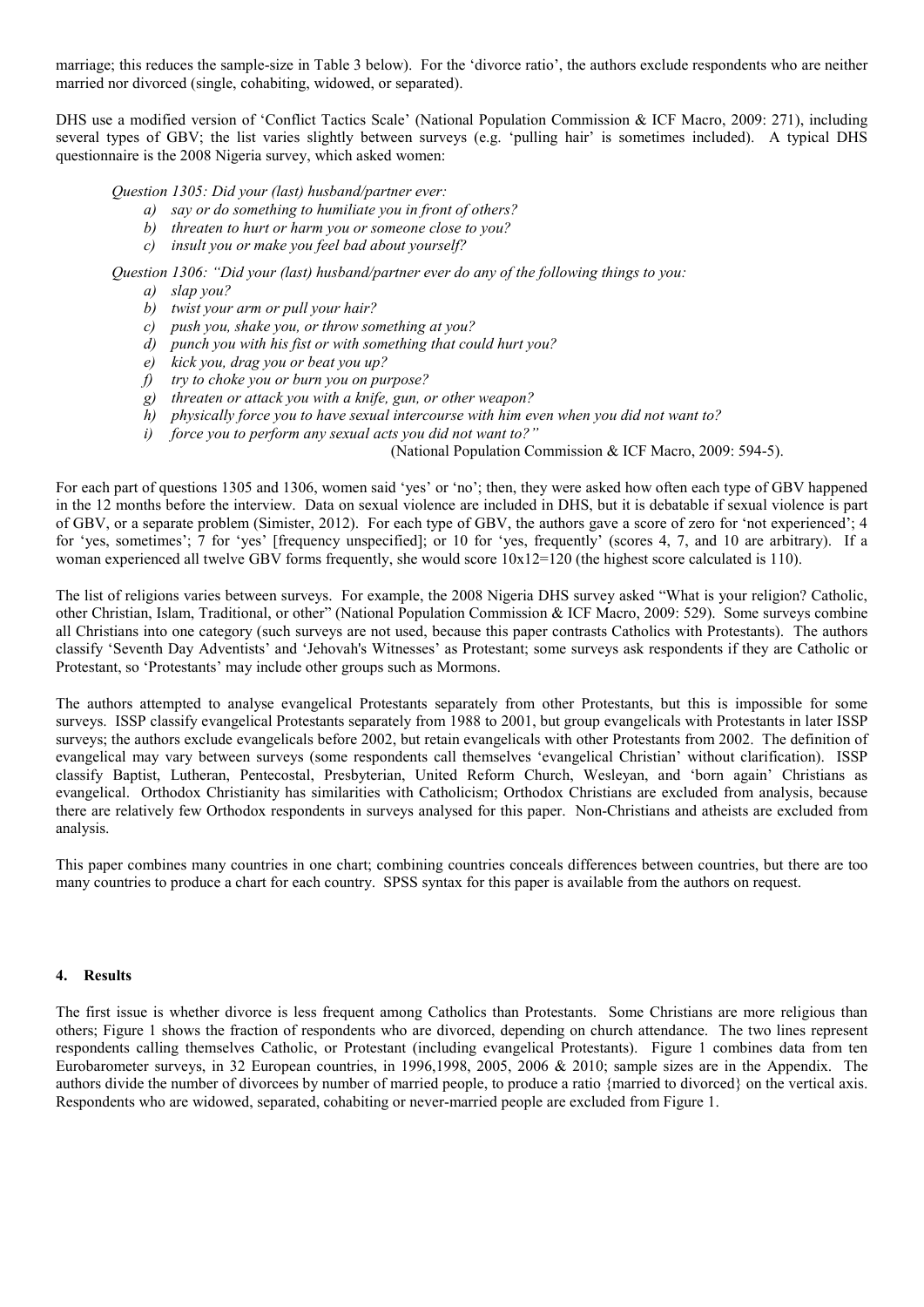marriage; this reduces the sample-size in Table 3 below). For the 'divorce ratio', the authors exclude respondents who are neither married nor divorced (single, cohabiting, widowed, or separated).

DHS use a modified version of 'Conflict Tactics Scale' (National Population Commission & ICF Macro, 2009: 271), including several types of GBV; the list varies slightly between surveys (e.g. 'pulling hair' is sometimes included). A typical DHS questionnaire is the 2008 Nigeria survey, which asked women:

*Question 1305: Did your (last) husband/partner ever:*

- *a) say or do something to humiliate you in front of others?*
- *b) threaten to hurt or harm you or someone close to you?*
- *c) insult you or make you feel bad about yourself?*

*Question 1306: "Did your (last) husband/partner ever do any of the following things to you:*

- *a) slap you?*
- *b) twist your arm or pull your hair?*
- *c) push you, shake you, or throw something at you?*
- *d) punch you with his fist or with something that could hurt you?*
- *e) kick you, drag you or beat you up?*
- *f) try to choke you or burn you on purpose?*
- *g) threaten or attack you with a knife, gun, or other weapon?*
- *h) physically force you to have sexual intercourse with him even when you did not want to?*
- *i) force you to perform any sexual acts you did not want to?"*

(National Population Commission & ICF Macro, 2009: 594-5).

For each part of questions 1305 and 1306, women said 'yes' or 'no'; then, they were asked how often each type of GBV happened in the 12 months before the interview. Data on sexual violence are included in DHS, but it is debatable if sexual violence is part of GBV, or a separate problem (Simister, 2012). For each type of GBV, the authors gave a score of zero for 'not experienced'; 4 for 'yes, sometimes'; 7 for 'yes' [frequency unspecified]; or 10 for 'yes, frequently' (scores 4, 7, and 10 are arbitrary). If a woman experienced all twelve GBV forms frequently, she would score 10x12=120 (the highest score calculated is 110).

The list of religions varies between surveys. For example, the 2008 Nigeria DHS survey asked "What is your religion? Catholic, other Christian, Islam, Traditional, or other" (National Population Commission & ICF Macro, 2009: 529). Some surveys combine all Christians into one category (such surveys are not used, because this paper contrasts Catholics with Protestants). The authors classify 'Seventh Day Adventists' and 'Jehovah's Witnesses' as Protestant; some surveys ask respondents if they are Catholic or Protestant, so 'Protestants' may include other groups such as Mormons.

The authors attempted to analyse evangelical Protestants separately from other Protestants, but this is impossible for some surveys. ISSP classify evangelical Protestants separately from 1988 to 2001, but group evangelicals with Protestants in later ISSP surveys; the authors exclude evangelicals before 2002, but retain evangelicals with other Protestants from 2002. The definition of evangelical may vary between surveys (some respondents call themselves 'evangelical Christian' without clarification). ISSP classify Baptist, Lutheran, Pentecostal, Presbyterian, United Reform Church, Wesleyan, and 'born again' Christians as evangelical. Orthodox Christianity has similarities with Catholicism; Orthodox Christians are excluded from analysis, because there are relatively few Orthodox respondents in surveys analysed for this paper. Non-Christians and atheists are excluded from analysis.

This paper combines many countries in one chart; combining countries conceals differences between countries, but there are too many countries to produce a chart for each country. SPSS syntax for this paper is available from the authors on request.

## 4. Results

The first issue is whether divorce is less frequent among Catholics than Protestants. Some Christians are more religious than others; Figure 1 shows the fraction of respondents who are divorced, depending on church attendance. The two lines represent respondents calling themselves Catholic, or Protestant (including evangelical Protestants). Figure 1 combines data from ten Eurobarometer surveys, in 32 European countries, in 1996,1998, 2005, 2006 & 2010; sample sizes are in the Appendix. The authors divide the number of divorcees by number of married people, to produce a ratio {married to divorced} on the vertical axis. Respondents who are widowed, separated, cohabiting or never-married people are excluded from Figure 1.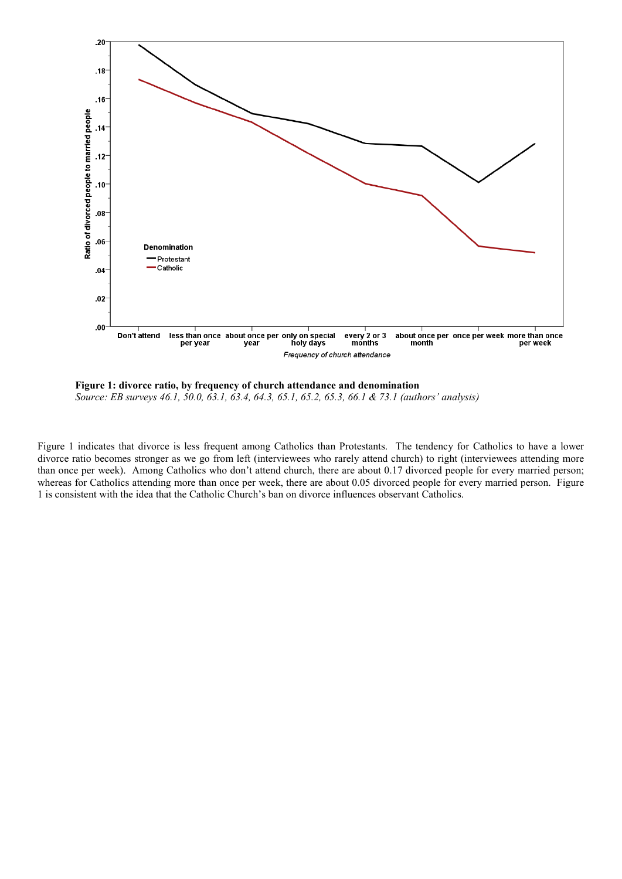**Figure 1: divorce ratio, by frequency of church attendance and denomination**
*Source: EB surveys 46.1, 50.0, 63.1, 63.4, 64.3, 65.1, 65.2, 65.3, 66.1 & 73.1 (authors' analysis)*

Figure 1 indicates that divorce is less frequent among Catholics than Protestants. The tendency for Catholics to have a lower divorce ratio becomes stronger as we go from left (interviewees who rarely attend church) to right (interviewees attending more than once per week). Among Catholics who don't attend church, there are about 0.17 divorced people for every married person; whereas for Catholics attending more than once per week, there are about 0.05 divorced people for every married person. Figure 1 is consistent with the idea that the Catholic Church's ban on divorce influences observant Catholics.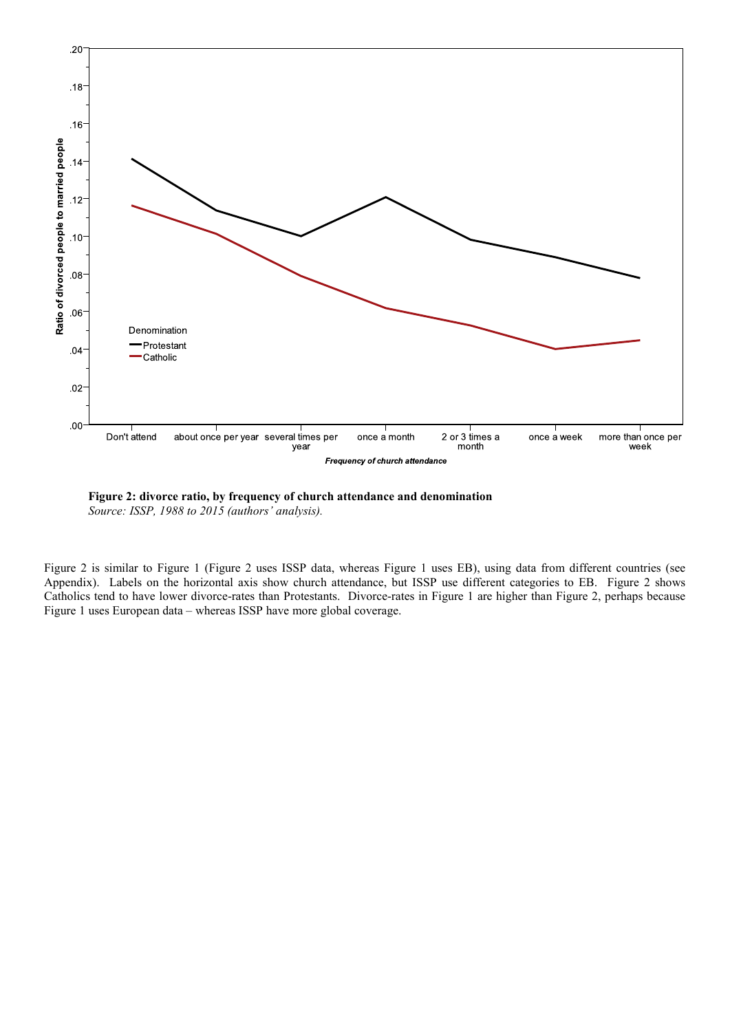**Figure 2: divorce ratio, by frequency of church attendance and denomination**
*Source: ISSP, 1988 to 2015 (authors' analysis).*

Figure 2 is similar to Figure 1 (Figure 2 uses ISSP data, whereas Figure 1 uses EB), using data from different countries (see Appendix). Labels on the horizontal axis show church attendance, but ISSP use different categories to EB. Figure 2 shows Catholics tend to have lower divorce-rates than Protestants. Divorce-rates in Figure 1 are higher than Figure 2, perhaps because Figure 1 uses European data – whereas ISSP have more global coverage.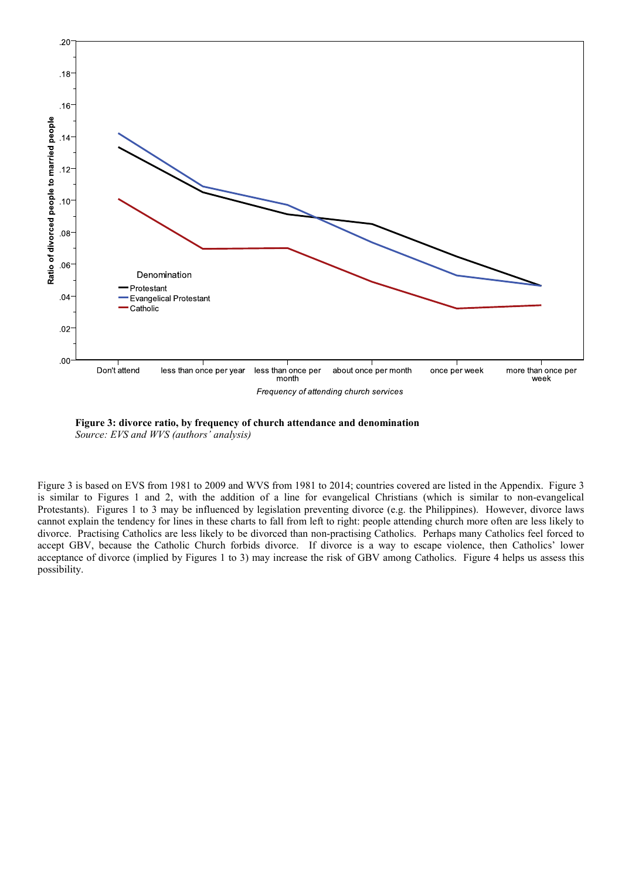**Figure 3: divorce ratio, by frequency of church attendance and denomination**
*Source: EVS and WVS (authors' analysis)*

Figure 3 is based on EVS from 1981 to 2009 and WVS from 1981 to 2014; countries covered are listed in the Appendix. Figure 3 is similar to Figures 1 and 2, with the addition of a line for evangelical Christians (which is similar to non-evangelical Protestants). Figures 1 to 3 may be influenced by legislation preventing divorce (e.g. the Philippines). However, divorce laws cannot explain the tendency for lines in these charts to fall from left to right: people attending church more often are less likely to divorce. Practising Catholics are less likely to be divorced than non-practising Catholics. Perhaps many Catholics feel forced to accept GBV, because the Catholic Church forbids divorce. If divorce is a way to escape violence, then Catholics' lower acceptance of divorce (implied by Figures 1 to 3) may increase the risk of GBV among Catholics. Figure 4 helps us assess this possibility.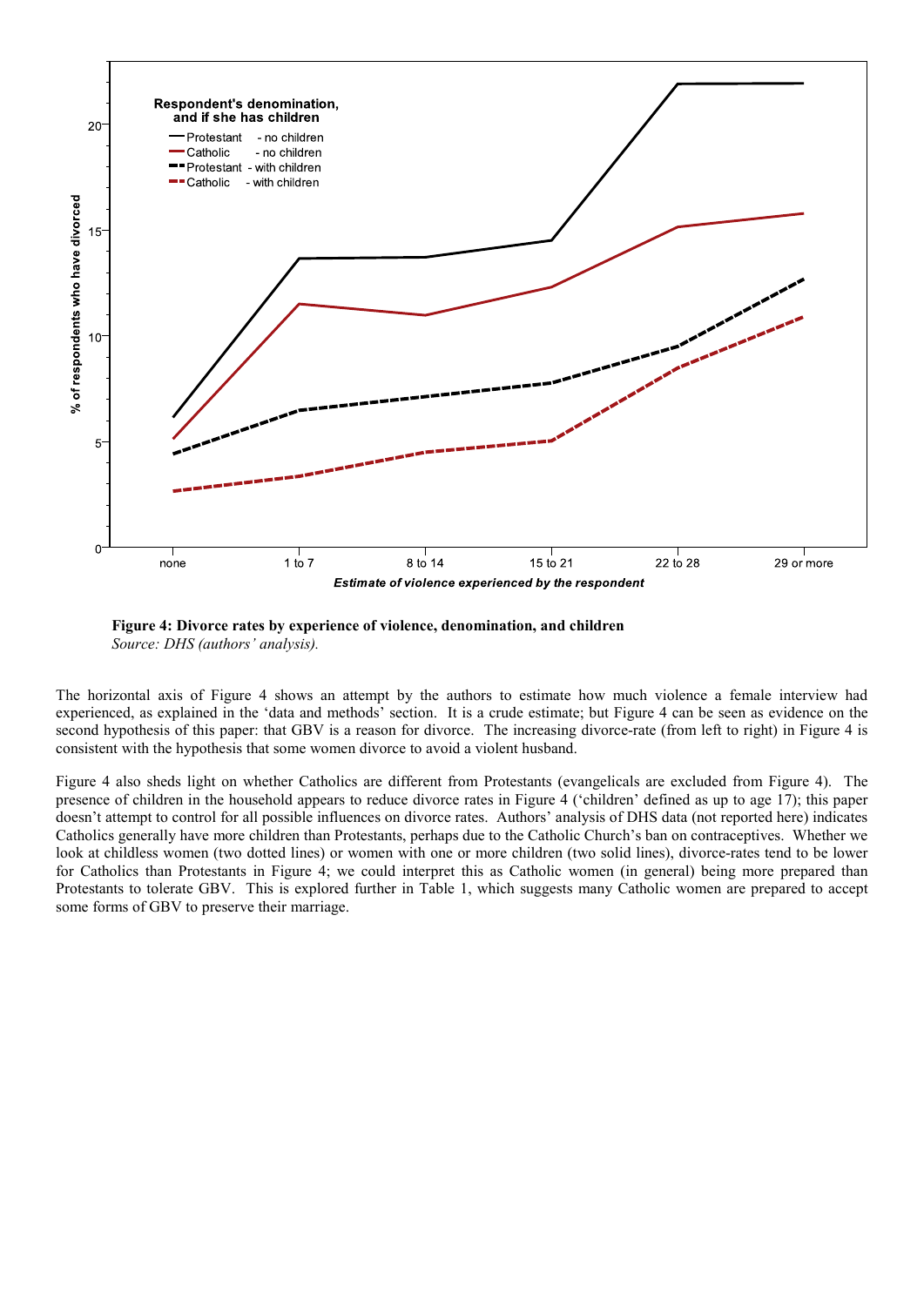**Figure 4: Divorce rates by experience of violence, denomination, and children**
*Source: DHS (authors' analysis).*

The horizontal axis of Figure 4 shows an attempt by the authors to estimate how much violence a female interview had experienced, as explained in the 'data and methods' section. It is a crude estimate; but Figure 4 can be seen as evidence on the second hypothesis of this paper: that GBV is a reason for divorce. The increasing divorce-rate (from left to right) in Figure 4 is consistent with the hypothesis that some women divorce to avoid a violent husband.

Figure 4 also sheds light on whether Catholics are different from Protestants (evangelicals are excluded from Figure 4). The presence of children in the household appears to reduce divorce rates in Figure 4 ('children' defined as up to age 17); this paper doesn't attempt to control for all possible influences on divorce rates. Authors' analysis of DHS data (not reported here) indicates Catholics generally have more children than Protestants, perhaps due to the Catholic Church's ban on contraceptives. Whether we look at childless women (two dotted lines) or women with one or more children (two solid lines), divorce-rates tend to be lower for Catholics than Protestants in Figure 4; we could interpret this as Catholic women (in general) being more prepared than Protestants to tolerate GBV. This is explored further in Table 1, which suggests many Catholic women are prepared to accept some forms of GBV to preserve their marriage.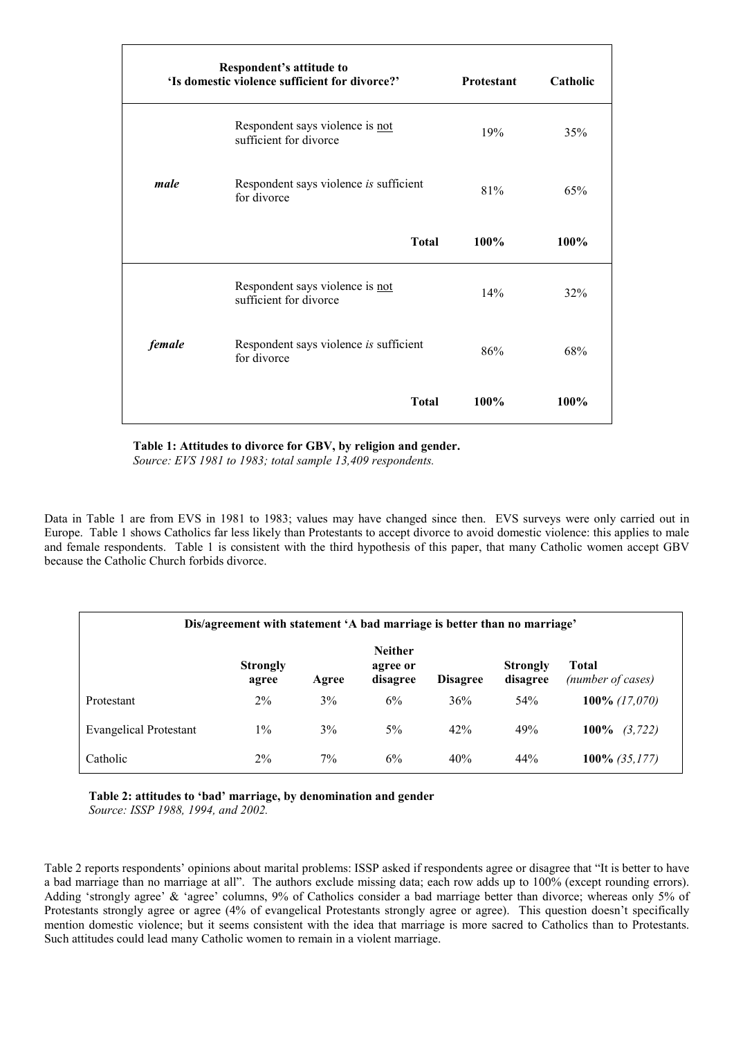| Respondent's attitude to 'Is domestic violence sufficient for divorce?' | | Protestant | Catholic |
|---|---|---|---|
| ***male*** | Respondent says violence is <u>not</u> sufficient for divorce | 19% | 35% |
| | Respondent says violence *is* sufficient for divorce | 81% | 65% |
| | **Total** | **100%** | **100%** |
| ***female*** | Respondent says violence is <u>not</u> sufficient for divorce | 14% | 32% |
| | Respondent says violence *is* sufficient for divorce | 86% | 68% |
| | **Total** | **100%** | **100%** |

**Table 1: Attitudes to divorce for GBV, by religion and gender.**
*Source: EVS 1981 to 1983; total sample 13,409 respondents.*

Data in Table 1 are from EVS in 1981 to 1983; values may have changed since then. EVS surveys were only carried out in Europe. Table 1 shows Catholics far less likely than Protestants to accept divorce to avoid domestic violence: this applies to male and female respondents. Table 1 is consistent with the third hypothesis of this paper, that many Catholic women accept GBV because the Catholic Church forbids divorce.

| Dis/agreement with statement 'A bad marriage is better than no marriage' | | | | | | |
|---|---|---|---|---|---|---|
| | **Strongly agree** | **Agree** | **Neither agree or disagree** | **Disagree** | **Strongly disagree** | **Total** *(number of cases)* |
| Protestant | 2% | 3% | 6% | 36% | 54% | **100%** *(17,070)* |
| Evangelical Protestant | 1% | 3% | 5% | 42% | 49% | **100%** *(3,722)* |
| Catholic | 2% | 7% | 6% | 40% | 44% | **100%** *(35,177)* |

**Table 2: attitudes to 'bad' marriage, by denomination and gender**
*Source: ISSP 1988, 1994, and 2002.*

Table 2 reports respondents' opinions about marital problems: ISSP asked if respondents agree or disagree that "It is better to have a bad marriage than no marriage at all". The authors exclude missing data; each row adds up to 100% (except rounding errors). Adding 'strongly agree' & 'agree' columns, 9% of Catholics consider a bad marriage better than divorce; whereas only 5% of Protestants strongly agree or agree (4% of evangelical Protestants strongly agree or agree). This question doesn't specifically mention domestic violence; but it seems consistent with the idea that marriage is more sacred to Catholics than to Protestants. Such attitudes could lead many Catholic women to remain in a violent marriage.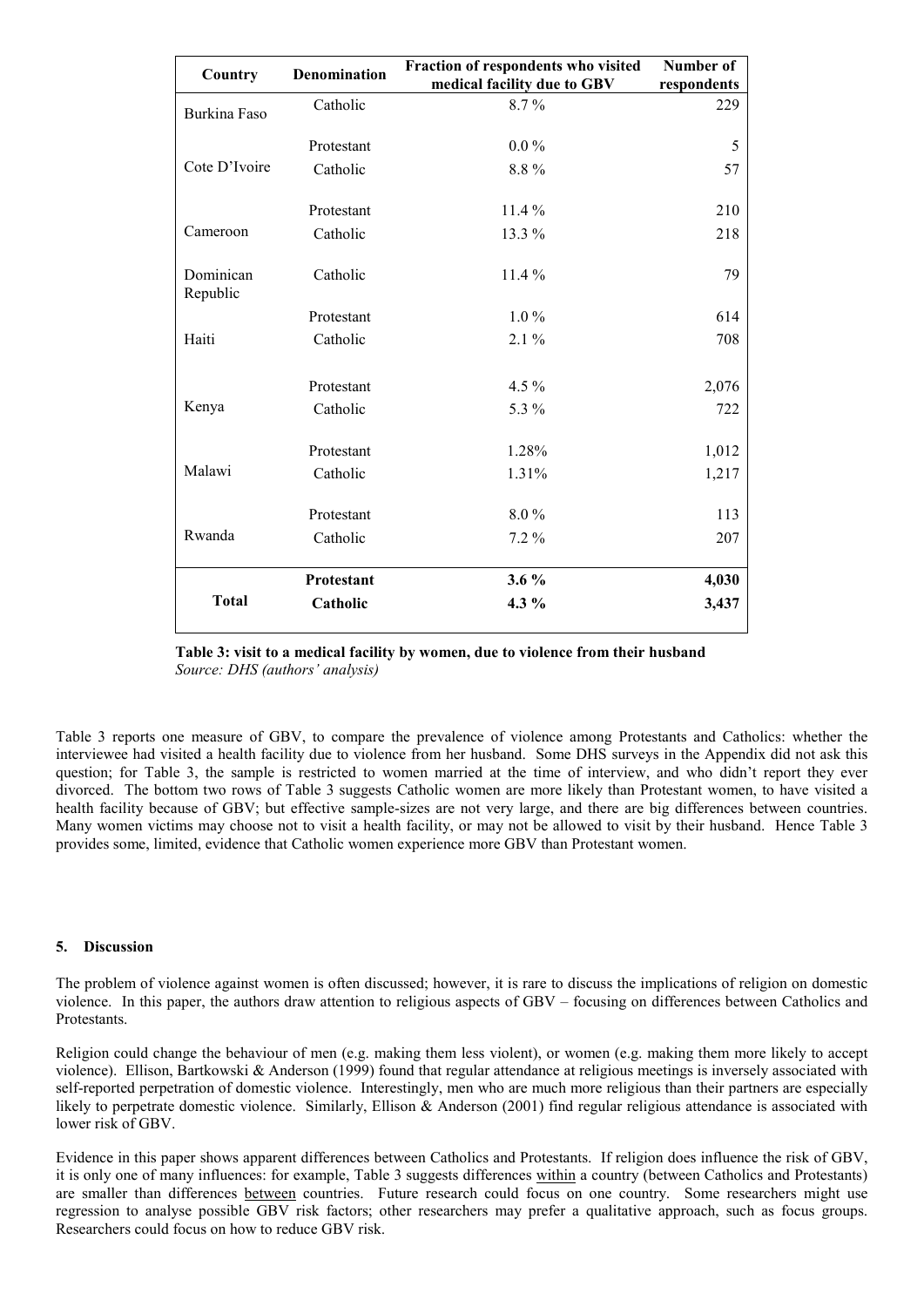| Country | Denomination | Fraction of respondents who visited medical facility due to GBV | Number of respondents |
|---|---|---|---|
| Burkina Faso | Catholic | 8.7 % | 229 |
| Cote D'Ivoire | Protestant | 0.0 % | 5 |
| | Catholic | 8.8 % | 57 |
| Cameroon | Protestant | 11.4 % | 210 |
| | Catholic | 13.3 % | 218 |
| Dominican Republic | Catholic | 11.4 % | 79 |
| Haiti | Protestant | 1.0 % | 614 |
| | Catholic | 2.1 % | 708 |
| Kenya | Protestant | 4.5 % | 2,076 |
| | Catholic | 5.3 % | 722 |
| Malawi | Protestant | 1.28% | 1,012 |
| | Catholic | 1.31% | 1,217 |
| Rwanda | Protestant | 8.0 % | 113 |
| | Catholic | 7.2 % | 207 |
| **Total** | **Protestant** | **3.6 %** | **4,030** |
| | **Catholic** | **4.3 %** | **3,437** |

**Table 3: visit to a medical facility by women, due to violence from their husband**
*Source: DHS (authors' analysis)*

Table 3 reports one measure of GBV, to compare the prevalence of violence among Protestants and Catholics: whether the interviewee had visited a health facility due to violence from her husband. Some DHS surveys in the Appendix did not ask this question; for Table 3, the sample is restricted to women married at the time of interview, and who didn't report they ever divorced. The bottom two rows of Table 3 suggests Catholic women are more likely than Protestant women, to have visited a health facility because of GBV; but effective sample-sizes are not very large, and there are big differences between countries. Many women victims may choose not to visit a health facility, or may not be allowed to visit by their husband. Hence Table 3 provides some, limited, evidence that Catholic women experience more GBV than Protestant women.

## 5. Discussion

The problem of violence against women is often discussed; however, it is rare to discuss the implications of religion on domestic violence. In this paper, the authors draw attention to religious aspects of GBV – focusing on differences between Catholics and Protestants.

Religion could change the behaviour of men (e.g. making them less violent), or women (e.g. making them more likely to accept violence). Ellison, Bartkowski & Anderson (1999) found that regular attendance at religious meetings is inversely associated with self-reported perpetration of domestic violence. Interestingly, men who are much more religious than their partners are especially likely to perpetrate domestic violence. Similarly, Ellison & Anderson (2001) find regular religious attendance is associated with lower risk of GBV.

Evidence in this paper shows apparent differences between Catholics and Protestants. If religion does influence the risk of GBV, it is only one of many influences: for example, Table 3 suggests differences within a country (between Catholics and Protestants) are smaller than differences between countries. Future research could focus on one country. Some researchers might use regression to analyse possible GBV risk factors; other researchers may prefer a qualitative approach, such as focus groups. Researchers could focus on how to reduce GBV risk.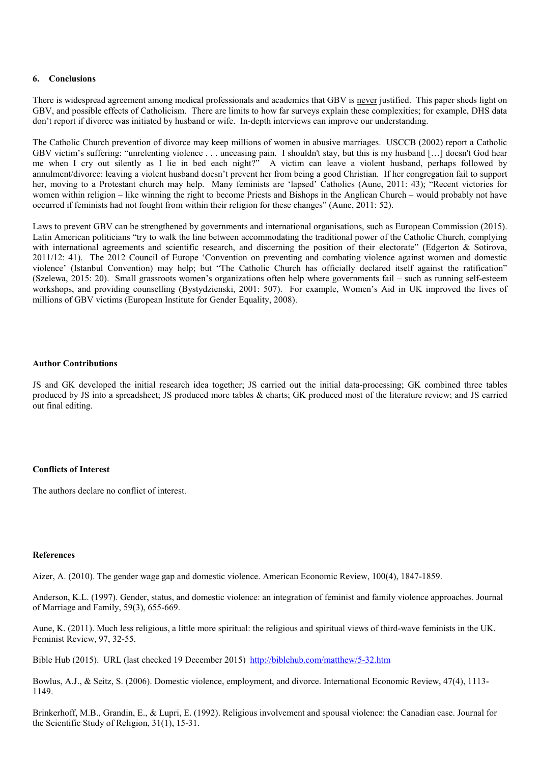## 6. Conclusions

There is widespread agreement among medical professionals and academics that GBV is never justified. This paper sheds light on GBV, and possible effects of Catholicism. There are limits to how far surveys explain these complexities; for example, DHS data don't report if divorce was initiated by husband or wife. In-depth interviews can improve our understanding.

The Catholic Church prevention of divorce may keep millions of women in abusive marriages. USCCB (2002) report a Catholic GBV victim's suffering: "unrelenting violence . . . unceasing pain. I shouldn't stay, but this is my husband […] doesn't God hear me when I cry out silently as I lie in bed each night?" A victim can leave a violent husband, perhaps followed by annulment/divorce: leaving a violent husband doesn't prevent her from being a good Christian. If her congregation fail to support her, moving to a Protestant church may help. Many feminists are 'lapsed' Catholics (Aune, 2011: 43); "Recent victories for women within religion – like winning the right to become Priests and Bishops in the Anglican Church – would probably not have occurred if feminists had not fought from within their religion for these changes" (Aune, 2011: 52).

Laws to prevent GBV can be strengthened by governments and international organisations, such as European Commission (2015). Latin American politicians "try to walk the line between accommodating the traditional power of the Catholic Church, complying with international agreements and scientific research, and discerning the position of their electorate" (Edgerton & Sotirova, 2011/12: 41). The 2012 Council of Europe 'Convention on preventing and combating violence against women and domestic violence' (Istanbul Convention) may help; but "The Catholic Church has officially declared itself against the ratification" (Szelewa, 2015: 20). Small grassroots women's organizations often help where governments fail – such as running self-esteem workshops, and providing counselling (Bystydzienski, 2001: 507). For example, Women's Aid in UK improved the lives of millions of GBV victims (European Institute for Gender Equality, 2008).

### Author Contributions

JS and GK developed the initial research idea together; JS carried out the initial data-processing; GK combined three tables produced by JS into a spreadsheet; JS produced more tables & charts; GK produced most of the literature review; and JS carried out final editing.

### Conflicts of Interest

The authors declare no conflict of interest.

### References

Aizer, A. (2010). The gender wage gap and domestic violence. American Economic Review, 100(4), 1847-1859.

Anderson, K.L. (1997). Gender, status, and domestic violence: an integration of feminist and family violence approaches. Journal of Marriage and Family, 59(3), 655-669.

Aune, K. (2011). Much less religious, a little more spiritual: the religious and spiritual views of third-wave feminists in the UK. Feminist Review, 97, 32-55.

Bible Hub (2015). URL (last checked 19 December 2015) http://biblehub.com/matthew/5-32.htm

Bowlus, A.J., & Seitz, S. (2006). Domestic violence, employment, and divorce. International Economic Review, 47(4), 1113-1149.

Brinkerhoff, M.B., Grandin, E., & Lupri, E. (1992). Religious involvement and spousal violence: the Canadian case. Journal for the Scientific Study of Religion, 31(1), 15-31.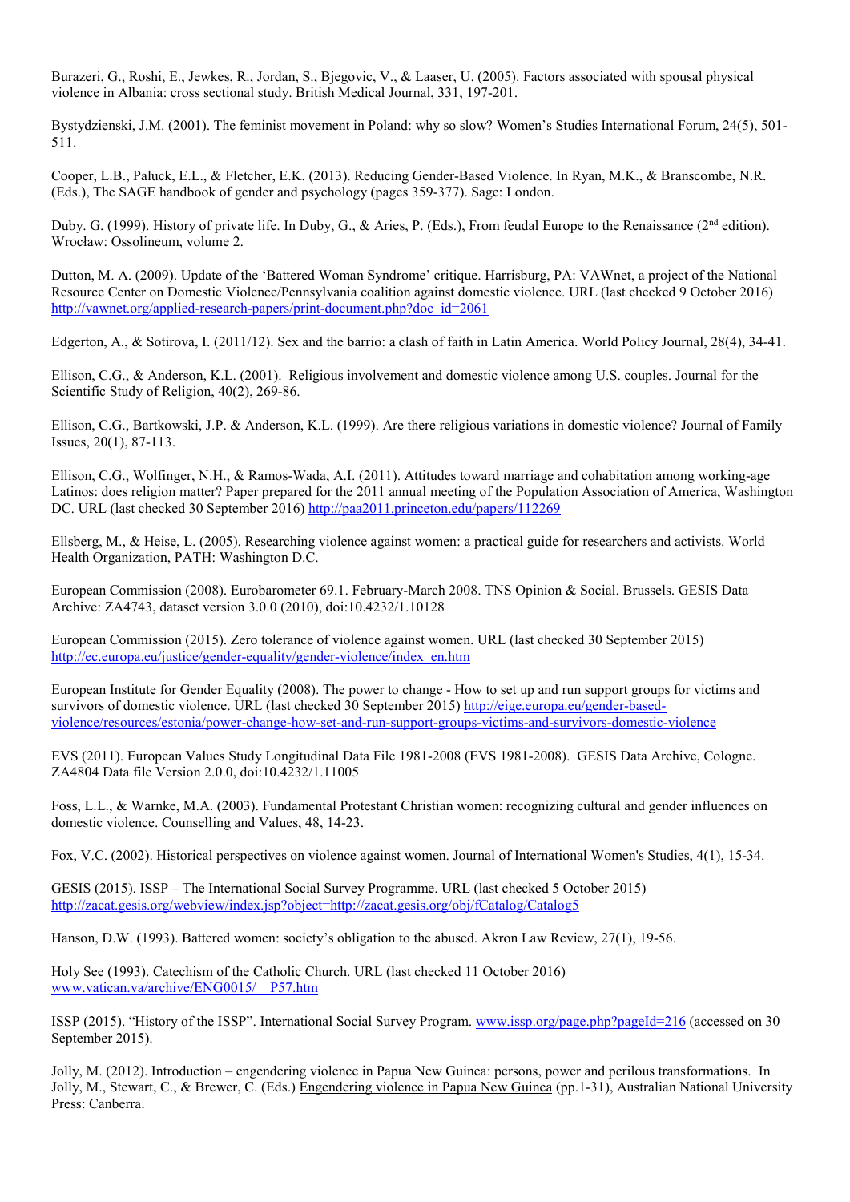Burazeri, G., Roshi, E., Jewkes, R., Jordan, S., Bjegovic, V., & Laaser, U. (2005). Factors associated with spousal physical violence in Albania: cross sectional study. British Medical Journal, 331, 197-201.

Bystydzienski, J.M. (2001). The feminist movement in Poland: why so slow? Women's Studies International Forum, 24(5), 501-511.

Cooper, L.B., Paluck, E.L., & Fletcher, E.K. (2013). Reducing Gender-Based Violence. In Ryan, M.K., & Branscombe, N.R. (Eds.), The SAGE handbook of gender and psychology (pages 359-377). Sage: London.

Duby. G. (1999). History of private life. In Duby, G., & Aries, P. (Eds.), From feudal Europe to the Renaissance (2nd edition). Wrocław: Ossolineum, volume 2.

Dutton, M. A. (2009). Update of the 'Battered Woman Syndrome' critique. Harrisburg, PA: VAWnet, a project of the National Resource Center on Domestic Violence/Pennsylvania coalition against domestic violence. URL (last checked 9 October 2016) http://vawnet.org/applied-research-papers/print-document.php?doc_id=2061

Edgerton, A., & Sotirova, I. (2011/12). Sex and the barrio: a clash of faith in Latin America. World Policy Journal, 28(4), 34-41.

Ellison, C.G., & Anderson, K.L. (2001). Religious involvement and domestic violence among U.S. couples. Journal for the Scientific Study of Religion, 40(2), 269-86.

Ellison, C.G., Bartkowski, J.P. & Anderson, K.L. (1999). Are there religious variations in domestic violence? Journal of Family Issues, 20(1), 87-113.

Ellison, C.G., Wolfinger, N.H., & Ramos-Wada, A.I. (2011). Attitudes toward marriage and cohabitation among working-age Latinos: does religion matter? Paper prepared for the 2011 annual meeting of the Population Association of America, Washington DC. URL (last checked 30 September 2016) http://paa2011.princeton.edu/papers/112269

Ellsberg, M., & Heise, L. (2005). Researching violence against women: a practical guide for researchers and activists. World Health Organization, PATH: Washington D.C.

European Commission (2008). Eurobarometer 69.1. February-March 2008. TNS Opinion & Social. Brussels. GESIS Data Archive: ZA4743, dataset version 3.0.0 (2010), doi:10.4232/1.10128

European Commission (2015). Zero tolerance of violence against women. URL (last checked 30 September 2015) http://ec.europa.eu/justice/gender-equality/gender-violence/index_en.htm

European Institute for Gender Equality (2008). The power to change - How to set up and run support groups for victims and survivors of domestic violence. URL (last checked 30 September 2015) http://eige.europa.eu/gender-based-violence/resources/estonia/power-change-how-set-and-run-support-groups-victims-and-survivors-domestic-violence

EVS (2011). European Values Study Longitudinal Data File 1981-2008 (EVS 1981-2008). GESIS Data Archive, Cologne. ZA4804 Data file Version 2.0.0, doi:10.4232/1.11005

Foss, L.L., & Warnke, M.A. (2003). Fundamental Protestant Christian women: recognizing cultural and gender influences on domestic violence. Counselling and Values, 48, 14-23.

Fox, V.C. (2002). Historical perspectives on violence against women. Journal of International Women's Studies, 4(1), 15-34.

GESIS (2015). ISSP – The International Social Survey Programme. URL (last checked 5 October 2015) http://zacat.gesis.org/webview/index.jsp?object=http://zacat.gesis.org/obj/fCatalog/Catalog5

Hanson, D.W. (1993). Battered women: society's obligation to the abused. Akron Law Review, 27(1), 19-56.

Holy See (1993). Catechism of the Catholic Church. URL (last checked 11 October 2016) www.vatican.va/archive/ENG0015/__P57.htm

ISSP (2015). "History of the ISSP". International Social Survey Program. www.issp.org/page.php?pageId=216 (accessed on 30 September 2015).

Jolly, M. (2012). Introduction – engendering violence in Papua New Guinea: persons, power and perilous transformations. In Jolly, M., Stewart, C., & Brewer, C. (Eds.) Engendering violence in Papua New Guinea (pp.1-31), Australian National University Press: Canberra.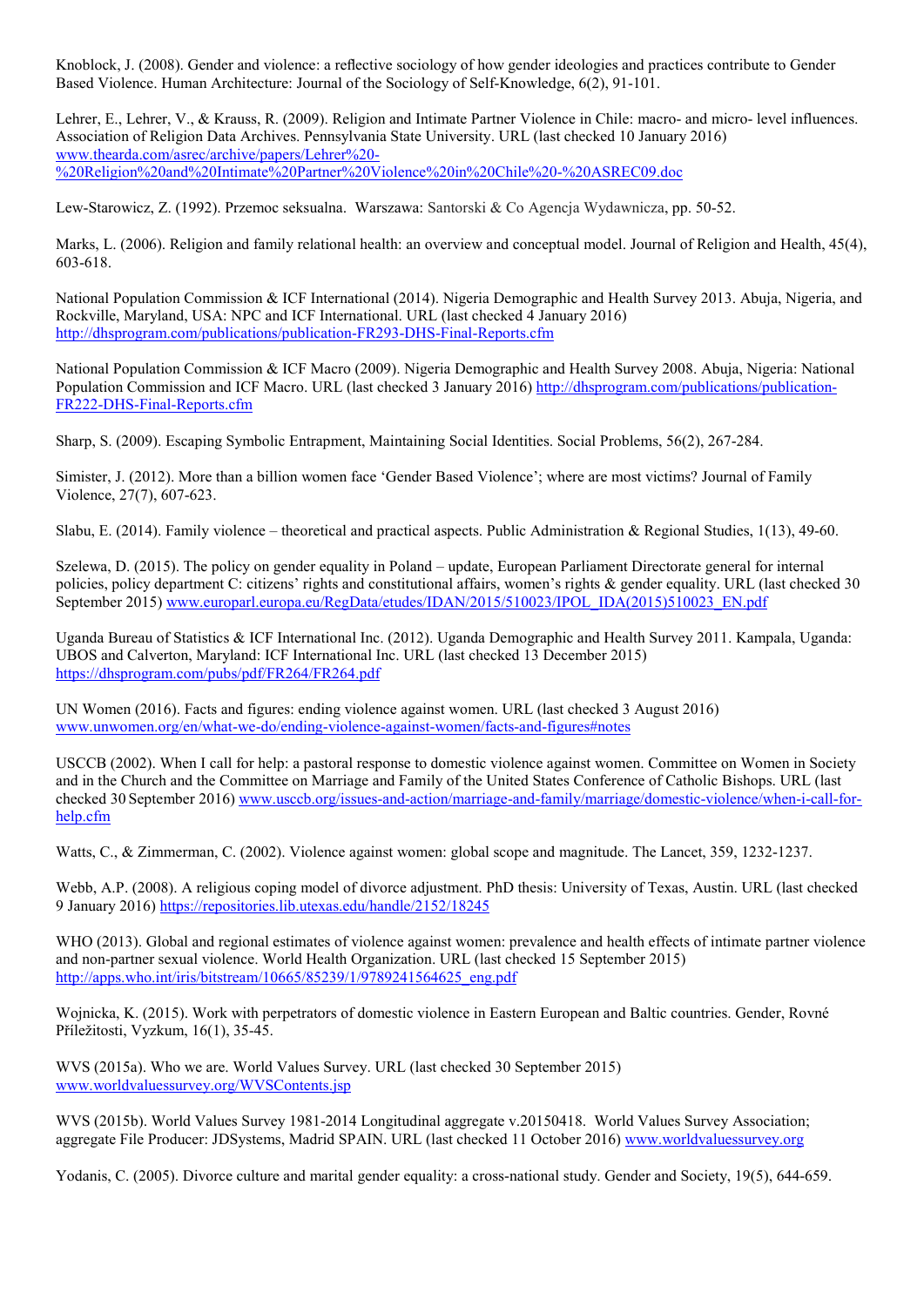Knoblock, J. (2008). Gender and violence: a reflective sociology of how gender ideologies and practices contribute to Gender Based Violence. Human Architecture: Journal of the Sociology of Self-Knowledge, 6(2), 91-101.

Lehrer, E., Lehrer, V., & Krauss, R. (2009). Religion and Intimate Partner Violence in Chile: macro- and micro- level influences. Association of Religion Data Archives. Pennsylvania State University. URL (last checked 10 January 2016) www.thearda.com/asrec/archive/papers/Lehrer%20-%20Religion%20and%20Intimate%20Partner%20Violence%20in%20Chile%20-%20ASREC09.doc

Lew-Starowicz, Z. (1992). Przemoc seksualna. Warszawa: Santorski & Co Agencja Wydawnicza, pp. 50-52.

Marks, L. (2006). Religion and family relational health: an overview and conceptual model. Journal of Religion and Health, 45(4), 603-618.

National Population Commission & ICF International (2014). Nigeria Demographic and Health Survey 2013. Abuja, Nigeria, and Rockville, Maryland, USA: NPC and ICF International. URL (last checked 4 January 2016) http://dhsprogram.com/publications/publication-FR293-DHS-Final-Reports.cfm

National Population Commission & ICF Macro (2009). Nigeria Demographic and Health Survey 2008. Abuja, Nigeria: National Population Commission and ICF Macro. URL (last checked 3 January 2016) http://dhsprogram.com/publications/publication-FR222-DHS-Final-Reports.cfm

Sharp, S. (2009). Escaping Symbolic Entrapment, Maintaining Social Identities. Social Problems, 56(2), 267-284.

Simister, J. (2012). More than a billion women face 'Gender Based Violence'; where are most victims? Journal of Family Violence, 27(7), 607-623.

Slabu, E. (2014). Family violence – theoretical and practical aspects. Public Administration & Regional Studies, 1(13), 49-60.

Szelewa, D. (2015). The policy on gender equality in Poland – update, European Parliament Directorate general for internal policies, policy department C: citizens' rights and constitutional affairs, women's rights & gender equality. URL (last checked 30 September 2015) www.europarl.europa.eu/RegData/etudes/IDAN/2015/510023/IPOL_IDA(2015)510023_EN.pdf

Uganda Bureau of Statistics & ICF International Inc. (2012). Uganda Demographic and Health Survey 2011. Kampala, Uganda: UBOS and Calverton, Maryland: ICF International Inc. URL (last checked 13 December 2015) https://dhsprogram.com/pubs/pdf/FR264/FR264.pdf

UN Women (2016). Facts and figures: ending violence against women. URL (last checked 3 August 2016) www.unwomen.org/en/what-we-do/ending-violence-against-women/facts-and-figures#notes

USCCB (2002). When I call for help: a pastoral response to domestic violence against women. Committee on Women in Society and in the Church and the Committee on Marriage and Family of the United States Conference of Catholic Bishops. URL (last checked 30 September 2016) www.usccb.org/issues-and-action/marriage-and-family/marriage/domestic-violence/when-i-call-for-help.cfm

Watts, C., & Zimmerman, C. (2002). Violence against women: global scope and magnitude. The Lancet, 359, 1232-1237.

Webb, A.P. (2008). A religious coping model of divorce adjustment. PhD thesis: University of Texas, Austin. URL (last checked 9 January 2016) https://repositories.lib.utexas.edu/handle/2152/18245

WHO (2013). Global and regional estimates of violence against women: prevalence and health effects of intimate partner violence and non-partner sexual violence. World Health Organization. URL (last checked 15 September 2015) http://apps.who.int/iris/bitstream/10665/85239/1/9789241564625_eng.pdf

Wojnicka, K. (2015). Work with perpetrators of domestic violence in Eastern European and Baltic countries. Gender, Rovné Příležitosti, Vyzkum, 16(1), 35-45.

WVS (2015a). Who we are. World Values Survey. URL (last checked 30 September 2015) www.worldvaluessurvey.org/WVSContents.jsp

WVS (2015b). World Values Survey 1981-2014 Longitudinal aggregate v.20150418. World Values Survey Association; aggregate File Producer: JDSystems, Madrid SPAIN. URL (last checked 11 October 2016) www.worldvaluessurvey.org

Yodanis, C. (2005). Divorce culture and marital gender equality: a cross-national study. Gender and Society, 19(5), 644-659.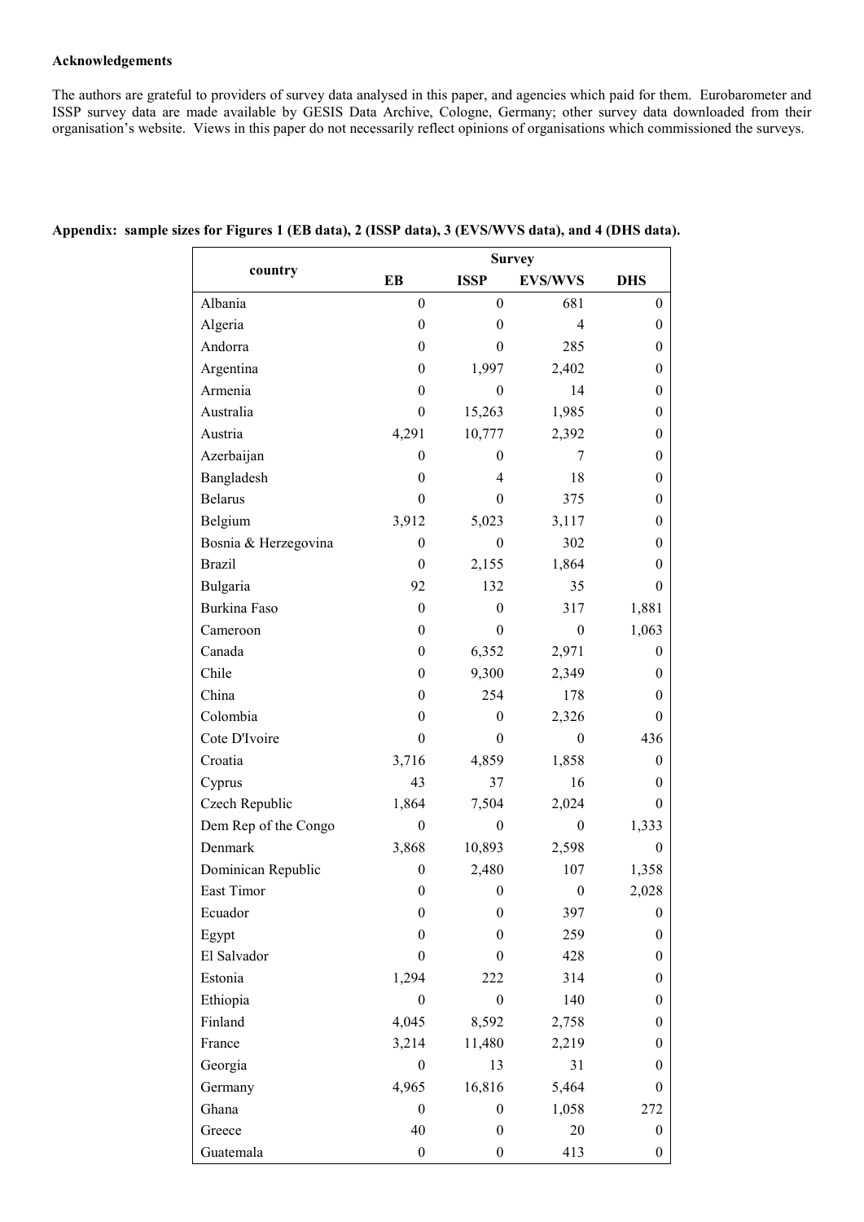**Acknowledgements**

The authors are grateful to providers of survey data analysed in this paper, and agencies which paid for them. Eurobarometer and ISSP survey data are made available by GESIS Data Archive, Cologne, Germany; other survey data downloaded from their organisation's website. Views in this paper do not necessarily reflect opinions of organisations which commissioned the surveys.

**Appendix: sample sizes for Figures 1 (EB data), 2 (ISSP data), 3 (EVS/WVS data), and 4 (DHS data).**

| country | Survey | | | |
|---|---|---|---|---|
| | EB | ISSP | EVS/WVS | DHS |
| Albania | 0 | 0 | 681 | 0 |
| Algeria | 0 | 0 | 4 | 0 |
| Andorra | 0 | 0 | 285 | 0 |
| Argentina | 0 | 1,997 | 2,402 | 0 |
| Armenia | 0 | 0 | 14 | 0 |
| Australia | 0 | 15,263 | 1,985 | 0 |
| Austria | 4,291 | 10,777 | 2,392 | 0 |
| Azerbaijan | 0 | 0 | 7 | 0 |
| Bangladesh | 0 | 4 | 18 | 0 |
| Belarus | 0 | 0 | 375 | 0 |
| Belgium | 3,912 | 5,023 | 3,117 | 0 |
| Bosnia & Herzegovina | 0 | 0 | 302 | 0 |
| Brazil | 0 | 2,155 | 1,864 | 0 |
| Bulgaria | 92 | 132 | 35 | 0 |
| Burkina Faso | 0 | 0 | 317 | 1,881 |
| Cameroon | 0 | 0 | 0 | 1,063 |
| Canada | 0 | 6,352 | 2,971 | 0 |
| Chile | 0 | 9,300 | 2,349 | 0 |
| China | 0 | 254 | 178 | 0 |
| Colombia | 0 | 0 | 2,326 | 0 |
| Cote D'Ivoire | 0 | 0 | 0 | 436 |
| Croatia | 3,716 | 4,859 | 1,858 | 0 |
| Cyprus | 43 | 37 | 16 | 0 |
| Czech Republic | 1,864 | 7,504 | 2,024 | 0 |
| Dem Rep of the Congo | 0 | 0 | 0 | 1,333 |
| Denmark | 3,868 | 10,893 | 2,598 | 0 |
| Dominican Republic | 0 | 2,480 | 107 | 1,358 |
| East Timor | 0 | 0 | 0 | 2,028 |
| Ecuador | 0 | 0 | 397 | 0 |
| Egypt | 0 | 0 | 259 | 0 |
| El Salvador | 0 | 0 | 428 | 0 |
| Estonia | 1,294 | 222 | 314 | 0 |
| Ethiopia | 0 | 0 | 140 | 0 |
| Finland | 4,045 | 8,592 | 2,758 | 0 |
| France | 3,214 | 11,480 | 2,219 | 0 |
| Georgia | 0 | 13 | 31 | 0 |
| Germany | 4,965 | 16,816 | 5,464 | 0 |
| Ghana | 0 | 0 | 1,058 | 272 |
| Greece | 40 | 0 | 20 | 0 |
| Guatemala | 0 | 0 | 413 | 0 |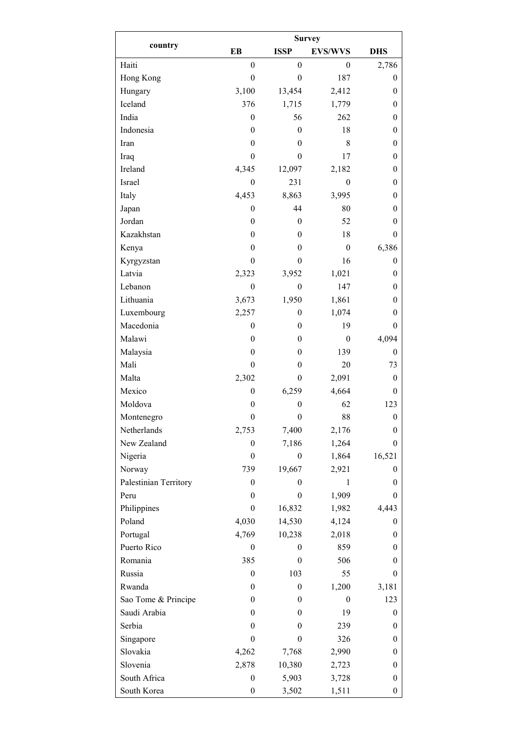| country | Survey | | | |
|---|---|---|---|---|
| | EB | ISSP | EVS/WVS | DHS |
| Haiti | 0 | 0 | 0 | 2,786 |
| Hong Kong | 0 | 0 | 187 | 0 |
| Hungary | 3,100 | 13,454 | 2,412 | 0 |
| Iceland | 376 | 1,715 | 1,779 | 0 |
| India | 0 | 56 | 262 | 0 |
| Indonesia | 0 | 0 | 18 | 0 |
| Iran | 0 | 0 | 8 | 0 |
| Iraq | 0 | 0 | 17 | 0 |
| Ireland | 4,345 | 12,097 | 2,182 | 0 |
| Israel | 0 | 231 | 0 | 0 |
| Italy | 4,453 | 8,863 | 3,995 | 0 |
| Japan | 0 | 44 | 80 | 0 |
| Jordan | 0 | 0 | 52 | 0 |
| Kazakhstan | 0 | 0 | 18 | 0 |
| Kenya | 0 | 0 | 0 | 6,386 |
| Kyrgyzstan | 0 | 0 | 16 | 0 |
| Latvia | 2,323 | 3,952 | 1,021 | 0 |
| Lebanon | 0 | 0 | 147 | 0 |
| Lithuania | 3,673 | 1,950 | 1,861 | 0 |
| Luxembourg | 2,257 | 0 | 1,074 | 0 |
| Macedonia | 0 | 0 | 19 | 0 |
| Malawi | 0 | 0 | 0 | 4,094 |
| Malaysia | 0 | 0 | 139 | 0 |
| Mali | 0 | 0 | 20 | 73 |
| Malta | 2,302 | 0 | 2,091 | 0 |
| Mexico | 0 | 6,259 | 4,664 | 0 |
| Moldova | 0 | 0 | 62 | 123 |
| Montenegro | 0 | 0 | 88 | 0 |
| Netherlands | 2,753 | 7,400 | 2,176 | 0 |
| New Zealand | 0 | 7,186 | 1,264 | 0 |
| Nigeria | 0 | 0 | 1,864 | 16,521 |
| Norway | 739 | 19,667 | 2,921 | 0 |
| Palestinian Territory | 0 | 0 | 1 | 0 |
| Peru | 0 | 0 | 1,909 | 0 |
| Philippines | 0 | 16,832 | 1,982 | 4,443 |
| Poland | 4,030 | 14,530 | 4,124 | 0 |
| Portugal | 4,769 | 10,238 | 2,018 | 0 |
| Puerto Rico | 0 | 0 | 859 | 0 |
| Romania | 385 | 0 | 506 | 0 |
| Russia | 0 | 103 | 55 | 0 |
| Rwanda | 0 | 0 | 1,200 | 3,181 |
| Sao Tome & Principe | 0 | 0 | 0 | 123 |
| Saudi Arabia | 0 | 0 | 19 | 0 |
| Serbia | 0 | 0 | 239 | 0 |
| Singapore | 0 | 0 | 326 | 0 |
| Slovakia | 4,262 | 7,768 | 2,990 | 0 |
| Slovenia | 2,878 | 10,380 | 2,723 | 0 |
| South Africa | 0 | 5,903 | 3,728 | 0 |
| South Korea | 0 | 3,502 | 1,511 | 0 |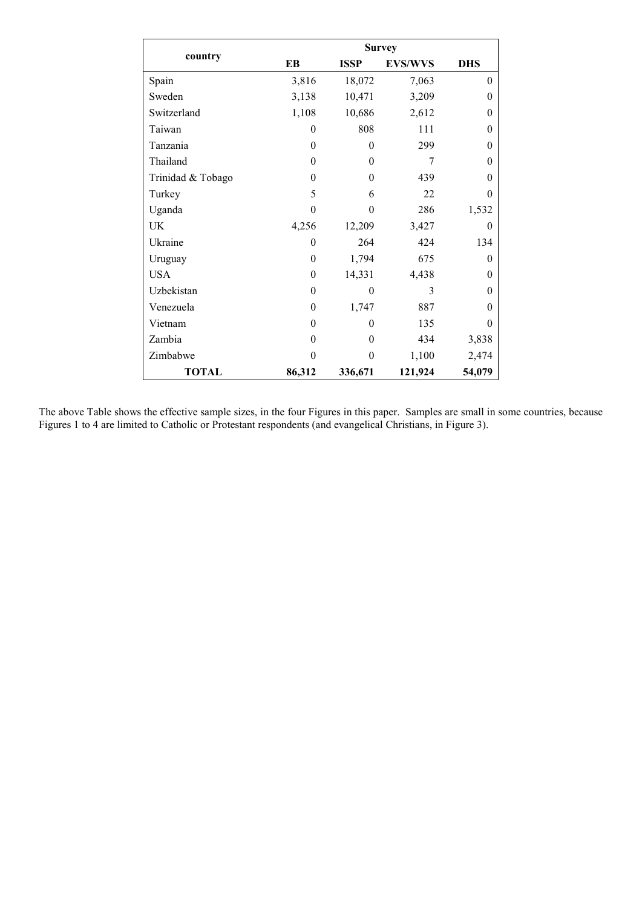| country | Survey | | | |
|---|---|---|---|---|
| | **EB** | **ISSP** | **EVS/WVS** | **DHS** |
| Spain | 3,816 | 18,072 | 7,063 | 0 |
| Sweden | 3,138 | 10,471 | 3,209 | 0 |
| Switzerland | 1,108 | 10,686 | 2,612 | 0 |
| Taiwan | 0 | 808 | 111 | 0 |
| Tanzania | 0 | 0 | 299 | 0 |
| Thailand | 0 | 0 | 7 | 0 |
| Trinidad & Tobago | 0 | 0 | 439 | 0 |
| Turkey | 5 | 6 | 22 | 0 |
| Uganda | 0 | 0 | 286 | 1,532 |
| UK | 4,256 | 12,209 | 3,427 | 0 |
| Ukraine | 0 | 264 | 424 | 134 |
| Uruguay | 0 | 1,794 | 675 | 0 |
| USA | 0 | 14,331 | 4,438 | 0 |
| Uzbekistan | 0 | 0 | 3 | 0 |
| Venezuela | 0 | 1,747 | 887 | 0 |
| Vietnam | 0 | 0 | 135 | 0 |
| Zambia | 0 | 0 | 434 | 3,838 |
| Zimbabwe | 0 | 0 | 1,100 | 2,474 |
| **TOTAL** | **86,312** | **336,671** | **121,924** | **54,079** |

The above Table shows the effective sample sizes, in the four Figures in this paper. Samples are small in some countries, because Figures 1 to 4 are limited to Catholic or Protestant respondents (and evangelical Christians, in Figure 3).